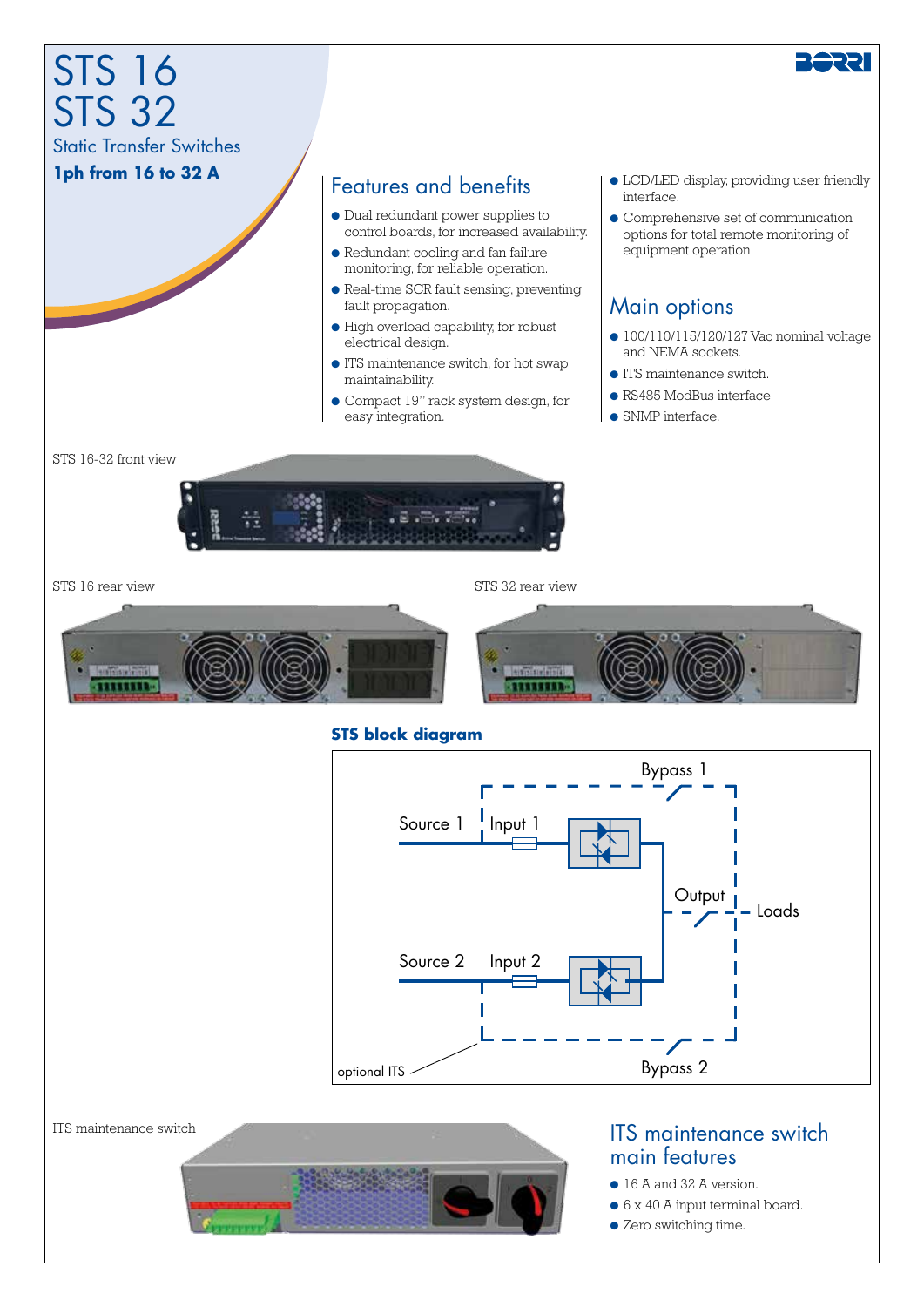# STS 16
# STS 32

## Static Transfer Switches

**1ph from 16 to 32 A**

## Features and benefits

- Dual redundant power supplies to control boards, for increased availability.
- Redundant cooling and fan failure monitoring, for reliable operation.
- Real-time SCR fault sensing, preventing fault propagation.
- High overload capability, for robust electrical design.
- ITS maintenance switch, for hot swap maintainability.
- Compact 19" rack system design, for easy integration.
- LCD/LED display, providing user friendly interface.
- Comprehensive set of communication options for total remote monitoring of equipment operation.

## Main options

- 100/110/115/120/127 Vac nominal voltage and NEMA sockets.
- ITS maintenance switch.
- RS485 ModBus interface.
- SNMP interface.

STS 16-32 front view

STS 16 rear view

STS 32 rear view

**STS block diagram**

Bypass 1

Source 1 — Input 1

Output — Loads

Source 2 — Input 2

optional ITS

Bypass 2

ITS maintenance switch

## ITS maintenance switch main features

- 16 A and 32 A version.
- 6 x 40 A input terminal board.
- Zero switching time.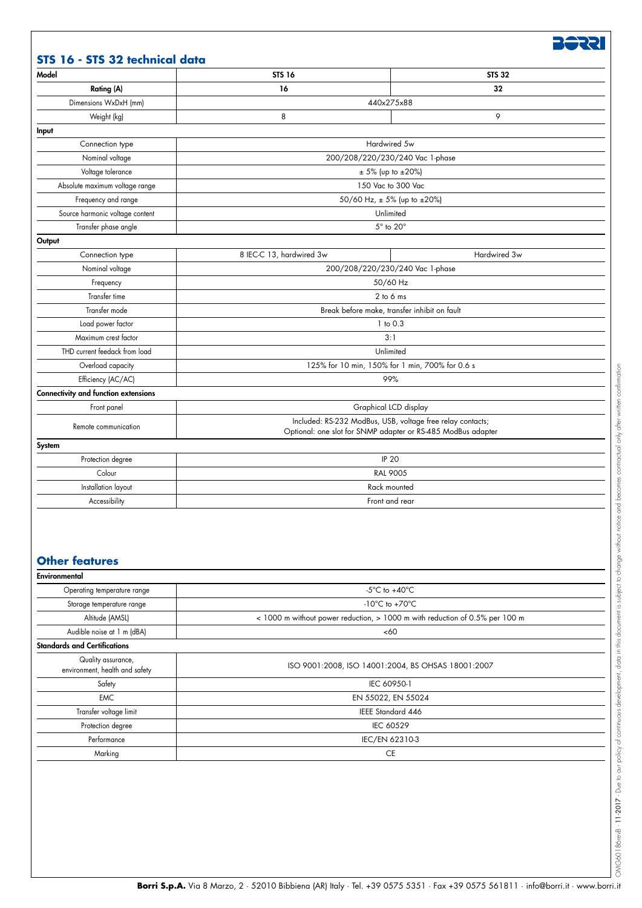## STS 16 - STS 32 technical data

| Model | STS 16 | STS 32 |
|---|---|---|
| **Rating (A)** | **16** | **32** |
| Dimensions WxDxH (mm) | 440x275x88 | |
| Weight (kg) | 8 | 9 |
| **Input** | | |
| Connection type | Hardwired 5w | |
| Nominal voltage | 200/208/220/230/240 Vac 1-phase | |
| Voltage tolerance | ± 5% (up to ±20%) | |
| Absolute maximum voltage range | 150 Vac to 300 Vac | |
| Frequency and range | 50/60 Hz, ± 5% (up to ±20%) | |
| Source harmonic voltage content | Unlimited | |
| Transfer phase angle | 5° to 20° | |
| **Output** | | |
| Connection type | 8 IEC-C 13, hardwired 3w | Hardwired 3w |
| Nominal voltage | 200/208/220/230/240 Vac 1-phase | |
| Frequency | 50/60 Hz | |
| Transfer time | 2 to 6 ms | |
| Transfer mode | Break before make, transfer inhibit on fault | |
| Load power factor | 1 to 0.3 | |
| Maximum crest factor | 3:1 | |
| THD current feedack from load | Unlimited | |
| Overload capacity | 125% for 10 min, 150% for 1 min, 700% for 0.6 s | |
| Efficiency (AC/AC) | 99% | |
| **Connectivity and function extensions** | | |
| Front panel | Graphical LCD display | |
| Remote communication | Included: RS-232 ModBus, USB, voltage free relay contacts; Optional: one slot for SNMP adapter or RS-485 ModBus adapter | |
| **System** | | |
| Protection degree | IP 20 | |
| Colour | RAL 9005 | |
| Installation layout | Rack mounted | |
| Accessibility | Front and rear | |

## Other features

| | |
|---|---|
| **Environmental** | |
| Operating temperature range | -5°C to +40°C |
| Storage temperature range | -10°C to +70°C |
| Altitude (AMSL) | < 1000 m without power reduction, > 1000 m with reduction of 0.5% per 100 m |
| Audible noise at 1 m (dBA) | <60 |
| **Standards and Certifications** | |
| Quality assurance, environment, health and safety | ISO 9001:2008, ISO 14001:2004, BS OHSAS 18001:2007 |
| Safety | IEC 60950-1 |
| EMC | EN 55022, EN 55024 |
| Transfer voltage limit | IEEE Standard 446 |
| Protection degree | IEC 60529 |
| Performance | IEC/EN 62310-3 |
| Marking | CE |

OMG60186revB - **11-2017** - Due to our policy of continuous development, data in this document is subject to change without notice and becomes contractual only after written confirmation

**Borri S.p.A.** Via 8 Marzo, 2 · 52010 Bibbiena (AR) Italy · Tel. +39 0575 5351 · Fax +39 0575 561811 · info@borri.it · www.borri.it